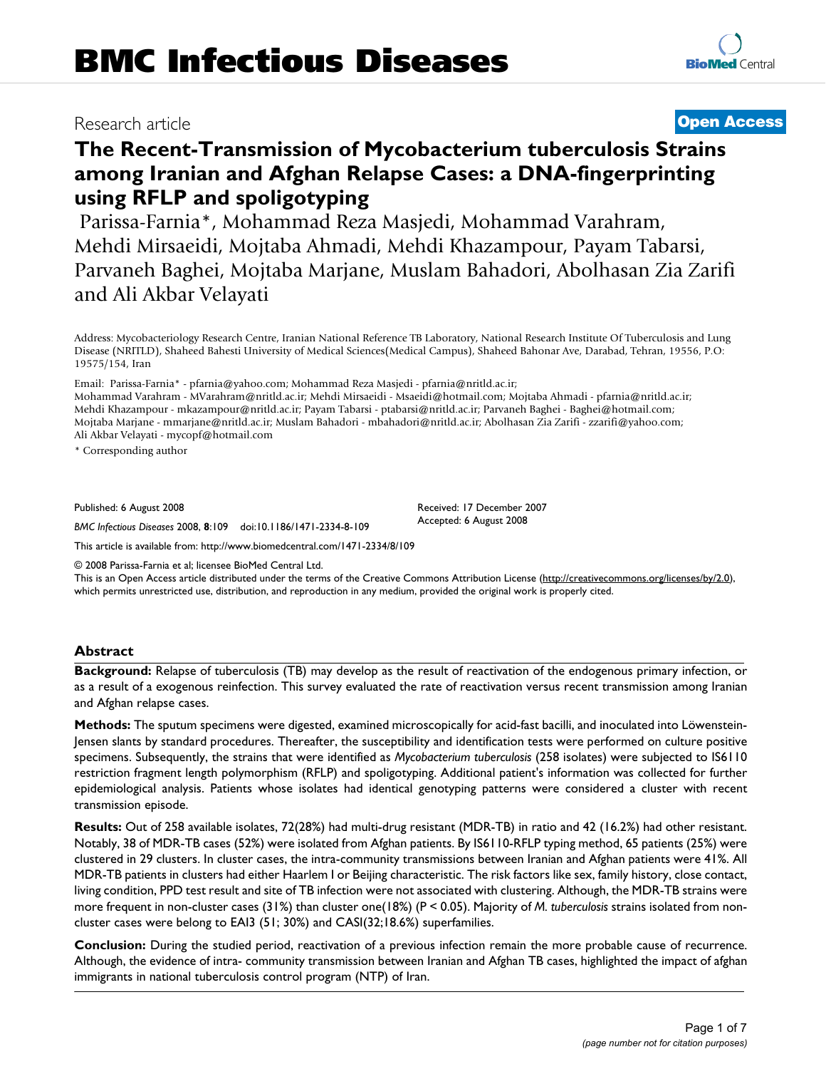Research article

**Open Access**

# The Recent-Transmission of Mycobacterium tuberculosis Strains among Iranian and Afghan Relapse Cases: a DNA-fingerprinting using RFLP and spoligotyping

Parissa-Farnia*, Mohammad Reza Masjedi, Mohammad Varahram, Mehdi Mirsaeidi, Mojtaba Ahmadi, Mehdi Khazampour, Payam Tabarsi, Parvaneh Baghei, Mojtaba Marjane, Muslam Bahadori, Abolhasan Zia Zarifi and Ali Akbar Velayati

Address: Mycobacteriology Research Centre, Iranian National Reference TB Laboratory, National Research Institute Of Tuberculosis and Lung Disease (NRITLD), Shaheed Bahesti University of Medical Sciences(Medical Campus), Shaheed Bahonar Ave, Darabad, Tehran, 19556, P.O: 19575/154, Iran

Email: Parissa-Farnia* - pfarnia@yahoo.com; Mohammad Reza Masjedi - pfarnia@nritld.ac.ir; Mohammad Varahram - MVarahram@nritld.ac.ir; Mehdi Mirsaeidi - Msaeidi@hotmail.com; Mojtaba Ahmadi - pfarnia@nritld.ac.ir; Mehdi Khazampour - mkazampour@nritld.ac.ir; Payam Tabarsi - ptabarsi@nritld.ac.ir; Parvaneh Baghei - Baghei@hotmail.com; Mojtaba Marjane - mmarjane@nritld.ac.ir; Muslam Bahadori - mbahadori@nritld.ac.ir; Abolhasan Zia Zarifi - zzarifi@yahoo.com; Ali Akbar Velayati - mycopf@hotmail.com

\* Corresponding author

Published: 6 August 2008

*BMC Infectious Diseases* 2008, **8**:109 doi:10.1186/1471-2334-8-109

Received: 17 December 2007
Accepted: 6 August 2008

This article is available from: http://www.biomedcentral.com/1471-2334/8/109

© 2008 Parissa-Farnia et al; licensee BioMed Central Ltd.
This is an Open Access article distributed under the terms of the Creative Commons Attribution License (http://creativecommons.org/licenses/by/2.0), which permits unrestricted use, distribution, and reproduction in any medium, provided the original work is properly cited.

## Abstract

**Background:** Relapse of tuberculosis (TB) may develop as the result of reactivation of the endogenous primary infection, or as a result of a exogenous reinfection. This survey evaluated the rate of reactivation versus recent transmission among Iranian and Afghan relapse cases.

**Methods:** The sputum specimens were digested, examined microscopically for acid-fast bacilli, and inoculated into Löwenstein-Jensen slants by standard procedures. Thereafter, the susceptibility and identification tests were performed on culture positive specimens. Subsequently, the strains that were identified as *Mycobacterium tuberculosis* (258 isolates) were subjected to IS6110 restriction fragment length polymorphism (RFLP) and spoligotyping. Additional patient's information was collected for further epidemiological analysis. Patients whose isolates had identical genotyping patterns were considered a cluster with recent transmission episode.

**Results:** Out of 258 available isolates, 72(28%) had multi-drug resistant (MDR-TB) in ratio and 42 (16.2%) had other resistant. Notably, 38 of MDR-TB cases (52%) were isolated from Afghan patients. By IS6110-RFLP typing method, 65 patients (25%) were clustered in 29 clusters. In cluster cases, the intra-community transmissions between Iranian and Afghan patients were 41%. All MDR-TB patients in clusters had either Haarlem I or Beijing characteristic. The risk factors like sex, family history, close contact, living condition, PPD test result and site of TB infection were not associated with clustering. Although, the MDR-TB strains were more frequent in non-cluster cases (31%) than cluster one(18%) ($P < 0.05$). Majority of *M. tuberculosis* strains isolated from non-cluster cases were belong to EAI3 (51; 30%) and CASI(32;18.6%) superfamilies.

**Conclusion:** During the studied period, reactivation of a previous infection remain the more probable cause of recurrence. Although, the evidence of intra- community transmission between Iranian and Afghan TB cases, highlighted the impact of afghan immigrants in national tuberculosis control program (NTP) of Iran.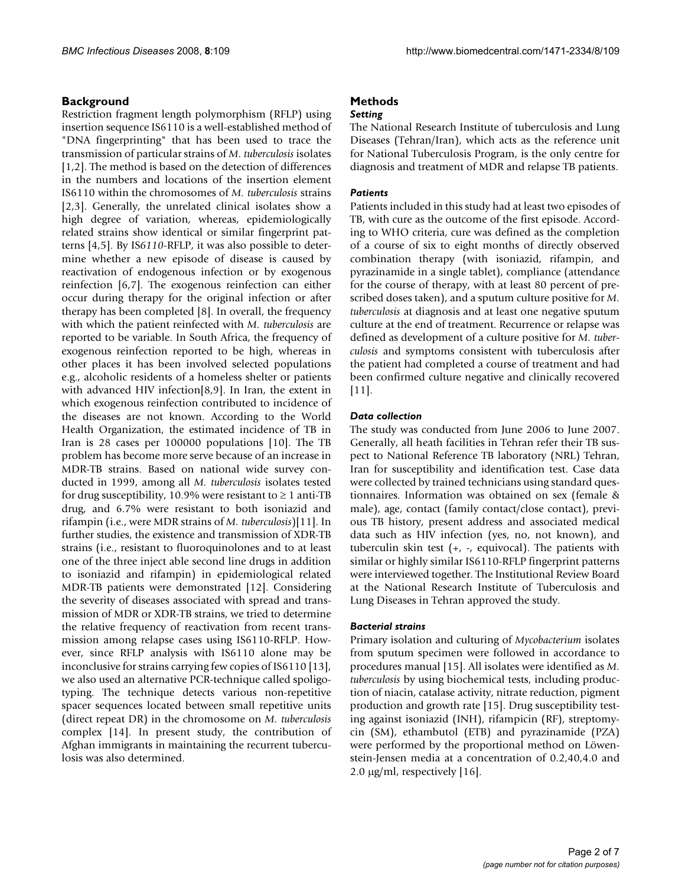## Background

Restriction fragment length polymorphism (RFLP) using insertion sequence IS6110 is a well-established method of "DNA fingerprinting" that has been used to trace the transmission of particular strains of *M. tuberculosis* isolates [1,2]. The method is based on the detection of differences in the numbers and locations of the insertion element IS6110 within the chromosomes of *M. tuberculosis* strains [2,3]. Generally, the unrelated clinical isolates show a high degree of variation, whereas, epidemiologically related strains show identical or similar fingerprint patterns [4,5]. By IS*6110*-RFLP, it was also possible to determine whether a new episode of disease is caused by reactivation of endogenous infection or by exogenous reinfection [6,7]. The exogenous reinfection can either occur during therapy for the original infection or after therapy has been completed [8]. In overall, the frequency with which the patient reinfected with *M. tuberculosis* are reported to be variable. In South Africa, the frequency of exogenous reinfection reported to be high, whereas in other places it has been involved selected populations e.g., alcoholic residents of a homeless shelter or patients with advanced HIV infection[8,9]. In Iran, the extent in which exogenous reinfection contributed to incidence of the diseases are not known. According to the World Health Organization, the estimated incidence of TB in Iran is 28 cases per 100000 populations [10]. The TB problem has become more serve because of an increase in MDR-TB strains. Based on national wide survey conducted in 1999, among all *M. tuberculosis* isolates tested for drug susceptibility, 10.9% were resistant to ≥ 1 anti-TB drug, and 6.7% were resistant to both isoniazid and rifampin (i.e., were MDR strains of *M. tuberculosis*)[11]. In further studies, the existence and transmission of XDR-TB strains (i.e., resistant to fluoroquinolones and to at least one of the three inject able second line drugs in addition to isoniazid and rifampin) in epidemiological related MDR-TB patients were demonstrated [12]. Considering the severity of diseases associated with spread and transmission of MDR or XDR-TB strains, we tried to determine the relative frequency of reactivation from recent transmission among relapse cases using IS6110-RFLP. However, since RFLP analysis with IS6110 alone may be inconclusive for strains carrying few copies of IS6110 [13], we also used an alternative PCR-technique called spoligotyping. The technique detects various non-repetitive spacer sequences located between small repetitive units (direct repeat DR) in the chromosome on *M. tuberculosis* complex [14]. In present study, the contribution of Afghan immigrants in maintaining the recurrent tuberculosis was also determined.

## Methods

### *Setting*

The National Research Institute of tuberculosis and Lung Diseases (Tehran/Iran), which acts as the reference unit for National Tuberculosis Program, is the only centre for diagnosis and treatment of MDR and relapse TB patients.

### *Patients*

Patients included in this study had at least two episodes of TB, with cure as the outcome of the first episode. According to WHO criteria, cure was defined as the completion of a course of six to eight months of directly observed combination therapy (with isoniazid, rifampin, and pyrazinamide in a single tablet), compliance (attendance for the course of therapy, with at least 80 percent of prescribed doses taken), and a sputum culture positive for *M. tuberculosis* at diagnosis and at least one negative sputum culture at the end of treatment. Recurrence or relapse was defined as development of a culture positive for *M. tuberculosis* and symptoms consistent with tuberculosis after the patient had completed a course of treatment and had been confirmed culture negative and clinically recovered [11].

### *Data collection*

The study was conducted from June 2006 to June 2007. Generally, all heath facilities in Tehran refer their TB suspect to National Reference TB laboratory (NRL) Tehran, Iran for susceptibility and identification test. Case data were collected by trained technicians using standard questionnaires. Information was obtained on sex (female & male), age, contact (family contact/close contact), previous TB history, present address and associated medical data such as HIV infection (yes, no, not known), and tuberculin skin test (+, -, equivocal). The patients with similar or highly similar IS6110-RFLP fingerprint patterns were interviewed together. The Institutional Review Board at the National Research Institute of Tuberculosis and Lung Diseases in Tehran approved the study.

### *Bacterial strains*

Primary isolation and culturing of *Mycobacterium* isolates from sputum specimen were followed in accordance to procedures manual [15]. All isolates were identified as *M. tuberculosis* by using biochemical tests, including production of niacin, catalase activity, nitrate reduction, pigment production and growth rate [15]. Drug susceptibility testing against isoniazid (INH), rifampicin (RF), streptomycin (SM), ethambutol (ETB) and pyrazinamide (PZA) were performed by the proportional method on Löwenstein-Jensen media at a concentration of 0.2,40,4.0 and 2.0 μg/ml, respectively [16].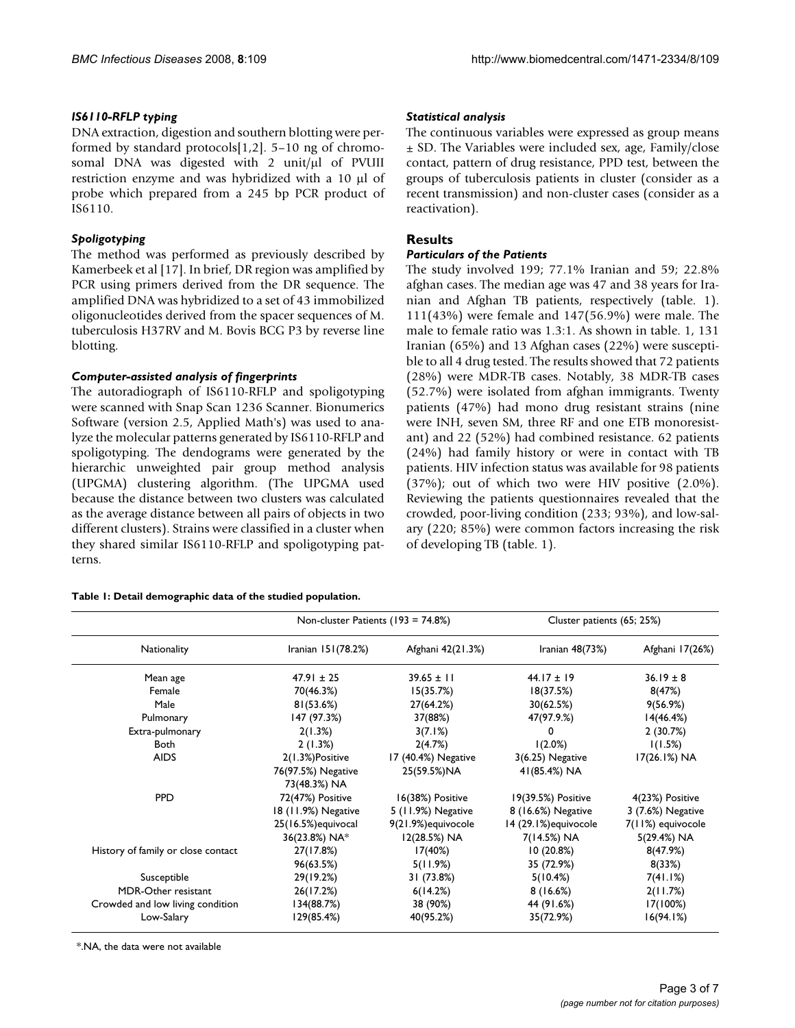### IS6110-RFLP typing

DNA extraction, digestion and southern blotting were performed by standard protocols[1,2]. 5–10 ng of chromosomal DNA was digested with 2 unit/μl of PVUII restriction enzyme and was hybridized with a 10 μl of probe which prepared from a 245 bp PCR product of IS6110.

### Spoligotyping

The method was performed as previously described by Kamerbeek et al [17]. In brief, DR region was amplified by PCR using primers derived from the DR sequence. The amplified DNA was hybridized to a set of 43 immobilized oligonucleotides derived from the spacer sequences of M. tuberculosis H37RV and M. Bovis BCG P3 by reverse line blotting.

### Computer-assisted analysis of fingerprints

The autoradiograph of IS6110-RFLP and spoligotyping were scanned with Snap Scan 1236 Scanner. Bionumerics Software (version 2.5, Applied Math's) was used to analyze the molecular patterns generated by IS6110-RFLP and spoligotyping. The dendograms were generated by the hierarchic unweighted pair group method analysis (UPGMA) clustering algorithm. (The UPGMA used because the distance between two clusters was calculated as the average distance between all pairs of objects in two different clusters). Strains were classified in a cluster when they shared similar IS6110-RFLP and spoligotyping patterns.

### Statistical analysis

The continuous variables were expressed as group means ± SD. The Variables were included sex, age, Family/close contact, pattern of drug resistance, PPD test, between the groups of tuberculosis patients in cluster (consider as a recent transmission) and non-cluster cases (consider as a reactivation).

## Results

### Particulars of the Patients

The study involved 199; 77.1% Iranian and 59; 22.8% afghan cases. The median age was 47 and 38 years for Iranian and Afghan TB patients, respectively (table. 1). 111(43%) were female and 147(56.9%) were male. The male to female ratio was 1.3:1. As shown in table. 1, 131 Iranian (65%) and 13 Afghan cases (22%) were susceptible to all 4 drug tested. The results showed that 72 patients (28%) were MDR-TB cases. Notably, 38 MDR-TB cases (52.7%) were isolated from afghan immigrants. Twenty patients (47%) had mono drug resistant strains (nine were INH, seven SM, three RF and one ETB monoresistant) and 22 (52%) had combined resistance. 62 patients (24%) had family history or were in contact with TB patients. HIV infection status was available for 98 patients (37%); out of which two were HIV positive (2.0%). Reviewing the patients questionnaires revealed that the crowded, poor-living condition (233; 93%), and low-salary (220; 85%) were common factors increasing the risk of developing TB (table. 1).

**Table 1: Detail demographic data of the studied population.**

| | Non-cluster Patients (193 = 74.8%) | | Cluster patients (65; 25%) | |
|---|---|---|---|---|
| Nationality | Iranian 151(78.2%) | Afghani 42(21.3%) | Iranian 48(73%) | Afghani 17(26%) |
| Mean age | 47.91 ± 25 | 39.65 ± 11 | 44.17 ± 19 | 36.19 ± 8 |
| Female | 70(46.3%) | 15(35.7%) | 18(37.5%) | 8(47%) |
| Male | 81(53.6%) | 27(64.2%) | 30(62.5%) | 9(56.9%) |
| Pulmonary | 147 (97.3%) | 37(88%) | 47(97.9.%) | 14(46.4%) |
| Extra-pulmonary | 2(1.3%) | 3(7.1%) | 0 | 2 (30.7%) |
| Both | 2 (1.3%) | 2(4.7%) | 1(2.0%) | 1(1.5%) |
| AIDS | 2(1.3%)Positive<br>76(97.5%) Negative<br>73(48.3%) NA | 17 (40.4%) Negative<br>25(59.5%)NA | 3(6.25) Negative<br>41(85.4%) NA | 17(26.1%) NA |
| PPD | 72(47%) Positive<br>18 (11.9%) Negative<br>25(16.5%)equivocal<br>36(23.8%) NA* | 16(38%) Positive<br>5 (11.9%) Negative<br>9(21.9%)equivocole<br>12(28.5%) NA | 19(39.5%) Positive<br>8 (16.6%) Negative<br>14 (29.1%)equivocole<br>7(14.5%) NA | 4(23%) Positive<br>3 (7.6%) Negative<br>7(11%) equivocole<br>5(29.4%) NA |
| History of family or close contact | 27(17.8%)<br>96(63.5%) | 17(40%)<br>5(11.9%) | 10 (20.8%)<br>35 (72.9%) | 8(47.9%)<br>8(33%) |
| Susceptible | 29(19.2%) | 31 (73.8%) | 5(10.4%) | 7(41.1%) |
| MDR-Other resistant | 26(17.2%) | 6(14.2%) | 8 (16.6%) | 2(11.7%) |
| Crowded and low living condition | 134(88.7%) | 38 (90%) | 44 (91.6%) | 17(100%) |
| Low-Salary | 129(85.4%) | 40(95.2%) | 35(72.9%) | 16(94.1%) |

*.NA, the data were not available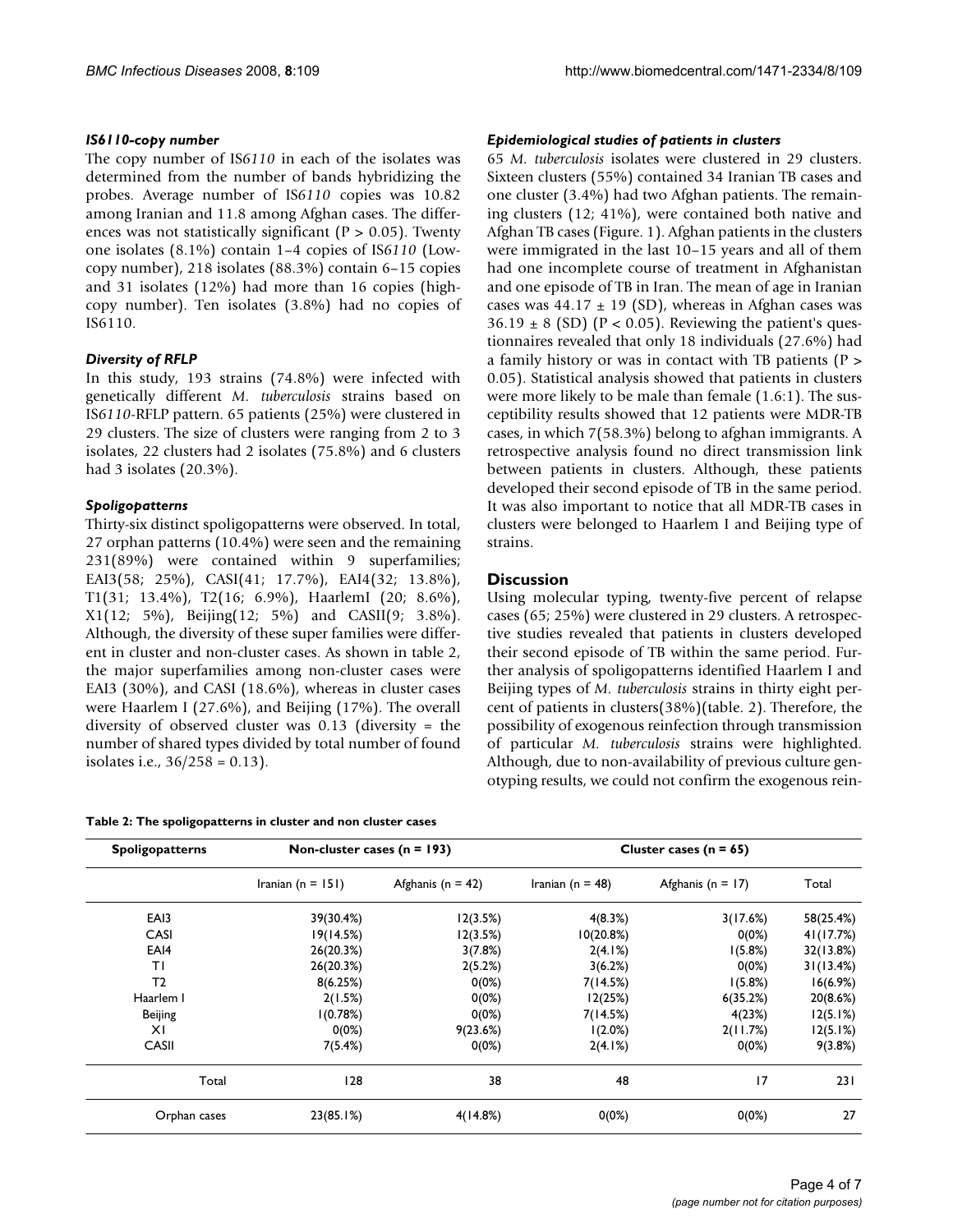### *IS6110-copy number*

The copy number of IS*6110* in each of the isolates was determined from the number of bands hybridizing the probes. Average number of IS*6110* copies was 10.82 among Iranian and 11.8 among Afghan cases. The differences was not statistically significant ($P > 0.05$). Twenty one isolates (8.1%) contain 1–4 copies of IS*6110* (Low-copy number), 218 isolates (88.3%) contain 6–15 copies and 31 isolates (12%) had more than 16 copies (high-copy number). Ten isolates (3.8%) had no copies of IS6110.

### *Diversity of RFLP*

In this study, 193 strains (74.8%) were infected with genetically different *M. tuberculosis* strains based on IS*6110*-RFLP pattern. 65 patients (25%) were clustered in 29 clusters. The size of clusters were ranging from 2 to 3 isolates, 22 clusters had 2 isolates (75.8%) and 6 clusters had 3 isolates (20.3%).

### *Spoligopatterns*

Thirty-six distinct spoligopatterns were observed. In total, 27 orphan patterns (10.4%) were seen and the remaining 231(89%) were contained within 9 superfamilies; EAI3(58; 25%), CASI(41; 17.7%), EAI4(32; 13.8%), T1(31; 13.4%), T2(16; 6.9%), HaarlemI (20; 8.6%), X1(12; 5%), Beijing(12; 5%) and CASII(9; 3.8%). Although, the diversity of these super families were different in cluster and non-cluster cases. As shown in table 2, the major superfamilies among non-cluster cases were EAI3 (30%), and CASI (18.6%), whereas in cluster cases were Haarlem I (27.6%), and Beijing (17%). The overall diversity of observed cluster was 0.13 (diversity = the number of shared types divided by total number of found isolates i.e., 36/258 = 0.13).

### *Epidemiological studies of patients in clusters*

65 *M. tuberculosis* isolates were clustered in 29 clusters. Sixteen clusters (55%) contained 34 Iranian TB cases and one cluster (3.4%) had two Afghan patients. The remaining clusters (12; 41%), were contained both native and Afghan TB cases (Figure. 1). Afghan patients in the clusters were immigrated in the last 10–15 years and all of them had one incomplete course of treatment in Afghanistan and one episode of TB in Iran. The mean of age in Iranian cases was $44.17 \pm 19$ (SD), whereas in Afghan cases was $36.19 \pm 8$ (SD) ($P < 0.05$). Reviewing the patient's questionnaires revealed that only 18 individuals (27.6%) had a family history or was in contact with TB patients ($P > 0.05$). Statistical analysis showed that patients in clusters were more likely to be male than female (1.6:1). The susceptibility results showed that 12 patients were MDR-TB cases, in which 7(58.3%) belong to afghan immigrants. A retrospective analysis found no direct transmission link between patients in clusters. Although, these patients developed their second episode of TB in the same period. It was also important to notice that all MDR-TB cases in clusters were belonged to Haarlem I and Beijing type of strains.

## Discussion

Using molecular typing, twenty-five percent of relapse cases (65; 25%) were clustered in 29 clusters. A retrospective studies revealed that patients in clusters developed their second episode of TB within the same period. Further analysis of spoligopatterns identified Haarlem I and Beijing types of *M. tuberculosis* strains in thirty eight percent of patients in clusters(38%)(table. 2). Therefore, the possibility of exogenous reinfection through transmission of particular *M. tuberculosis* strains were highlighted. Although, due to non-availability of previous culture genotyping results, we could not confirm the exogenous rein-

**Table 2: The spoligopatterns in cluster and non cluster cases**

| Spoligopatterns | Non-cluster cases (n = 193) | | Cluster cases (n = 65) | | |
|---|---|---|---|---|---|
| | Iranian (n = 151) | Afghanis (n = 42) | Iranian (n = 48) | Afghanis (n = 17) | Total |
| EAI3 | 39(30.4%) | 12(3.5%) | 4(8.3%) | 3(17.6%) | 58(25.4%) |
| CASI | 19(14.5%) | 12(3.5%) | 10(20.8%) | 0(0%) | 41(17.7%) |
| EAI4 | 26(20.3%) | 3(7.8%) | 2(4.1%) | 1(5.8%) | 32(13.8%) |
| T1 | 26(20.3%) | 2(5.2%) | 3(6.2%) | 0(0%) | 31(13.4%) |
| T2 | 8(6.25%) | 0(0%) | 7(14.5%) | 1(5.8%) | 16(6.9%) |
| Haarlem I | 2(1.5%) | 0(0%) | 12(25%) | 6(35.2%) | 20(8.6%) |
| Beijing | 1(0.78%) | 0(0%) | 7(14.5%) | 4(23%) | 12(5.1%) |
| X1 | 0(0%) | 9(23.6%) | 1(2.0%) | 2(11.7%) | 12(5.1%) |
| CASII | 7(5.4%) | 0(0%) | 2(4.1%) | 0(0%) | 9(3.8%) |
| Total | 128 | 38 | 48 | 17 | 231 |
| Orphan cases | 23(85.1%) | 4(14.8%) | 0(0%) | 0(0%) | 27 |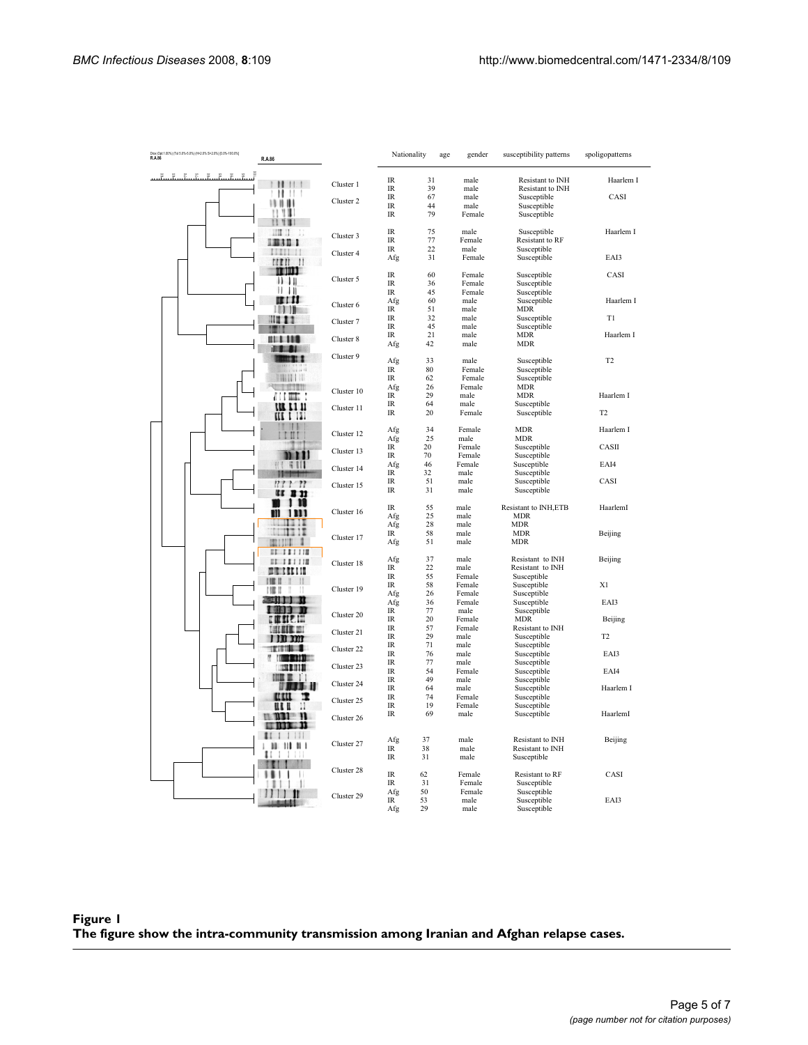R.A.86

Cluster 1, Cluster 2, Cluster 3, Cluster 4, Cluster 5, Cluster 6, Cluster 7, Cluster 8, Cluster 9, Cluster 10, Cluster 11, Cluster 12, Cluster 13, Cluster 14, Cluster 15, Cluster 16, Cluster 17, Cluster 18, Cluster 19, Cluster 20, Cluster 21, Cluster 22, Cluster 23, Cluster 24, Cluster 25, Cluster 26, Cluster 27, Cluster 28, Cluster 29

| Nationality | age | gender | susceptibility patterns | spoligopatterns |
|---|---|---|---|---|
| IR | 31 | male | Resistant to INH | Haarlem I |
| IR | 39 | male | Resistant to INH | |
| IR | 67 | male | Susceptible | CASI |
| IR | 44 | male | Susceptible | |
| IR | 79 | Female | Susceptible | |
| IR | 75 | male | Susceptible | Haarlem I |
| IR | 77 | Female | Resistant to RF | |
| IR | 22 | male | Susceptible | |
| Afg | 31 | Female | Susceptible | EAI3 |
| IR | 60 | Female | Susceptible | CASI |
| IR | 36 | Female | Susceptible | |
| IR | 45 | Female | Susceptible | |
| Afg | 60 | male | Susceptible | Haarlem I |
| IR | 51 | male | MDR | |
| IR | 32 | male | Susceptible | T1 |
| IR | 45 | male | Susceptible | |
| IR | 21 | male | MDR | Haarlem I |
| Afg | 42 | male | MDR | |
| Afg | 33 | male | Susceptible | T2 |
| IR | 80 | Female | Susceptible | |
| IR | 62 | Female | Susceptible | |
| Afg | 26 | Female | MDR | |
| IR | 29 | male | MDR | Haarlem I |
| IR | 64 | male | Susceptible | |
| IR | 20 | Female | Susceptible | T2 |
| Afg | 34 | Female | MDR | Haarlem I |
| Afg | 25 | male | MDR | |
| IR | 20 | Female | Susceptible | CASII |
| IR | 70 | Female | Susceptible | |
| Afg | 46 | Female | Susceptible | EAI4 |
| IR | 32 | male | Susceptible | |
| IR | 51 | male | Susceptible | CASI |
| IR | 31 | male | Susceptible | |
| IR | 55 | male | Resistant to INH,ETB | HaarlemI |
| Afg | 25 | male | MDR | |
| Afg | 28 | male | MDR | |
| IR | 58 | male | MDR | Beijing |
| Afg | 51 | male | MDR | |
| Afg | 37 | male | Resistant to INH | Beijing |
| IR | 22 | male | Resistant to INH | |
| IR | 55 | Female | Susceptible | |
| IR | 58 | Female | Susceptible | X1 |
| Afg | 26 | Female | Susceptible | |
| Afg | 36 | Female | Susceptible | EAI3 |
| IR | 77 | male | Susceptible | |
| IR | 20 | Female | MDR | Beijing |
| IR | 57 | Female | Resistant to INH | |
| IR | 29 | male | Susceptible | T2 |
| IR | 71 | male | Susceptible | |
| IR | 76 | male | Susceptible | EAI3 |
| IR | 77 | male | Susceptible | |
| IR | 54 | Female | Susceptible | EAI4 |
| IR | 49 | male | Susceptible | |
| IR | 64 | male | Susceptible | Haarlem I |
| IR | 74 | Female | Susceptible | |
| IR | 19 | Female | Susceptible | |
| IR | 69 | male | Susceptible | HaarlemI |
| Afg | 37 | male | Resistant to INH | Beijing |
| IR | 38 | male | Resistant to INH | |
| IR | 31 | male | Susceptible | |
| IR | 62 | Female | Resistant to RF | CASI |
| IR | 31 | Female | Susceptible | |
| Afg | 50 | Female | Susceptible | |
| IR | 53 | male | Susceptible | EAI3 |
| Afg | 29 | male | Susceptible | |

**Figure 1**
**The figure show the intra-community transmission among Iranian and Afghan relapse cases.**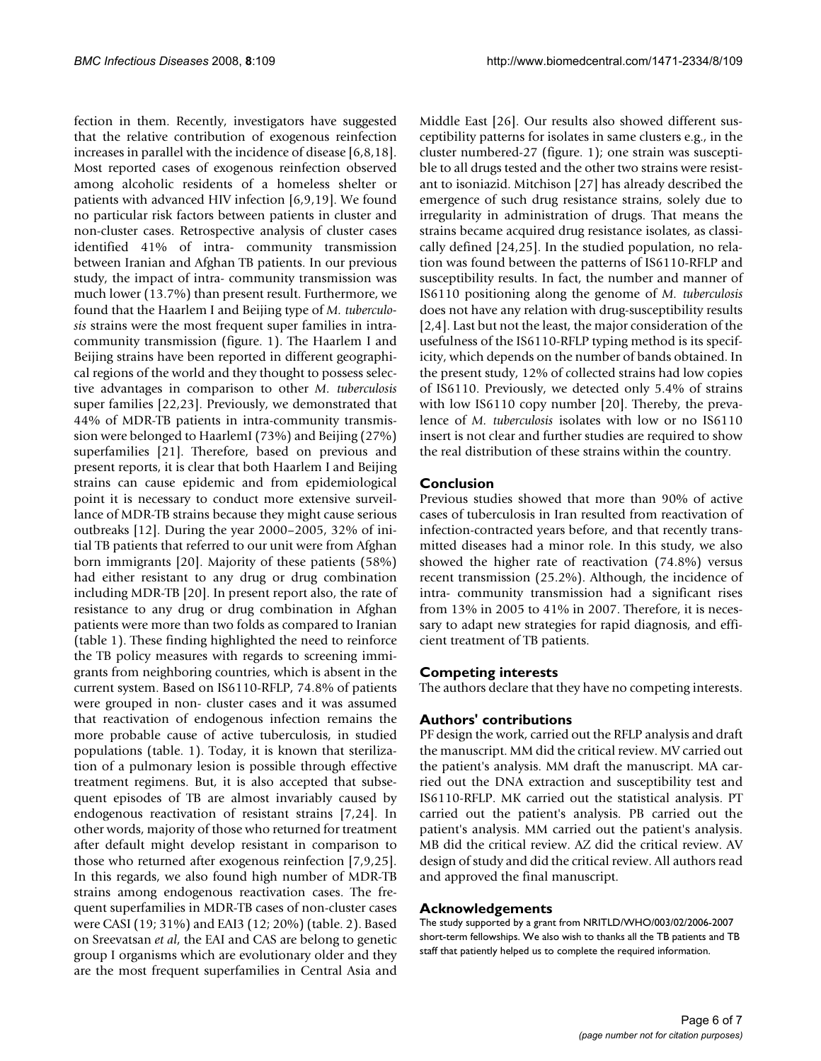fection in them. Recently, investigators have suggested that the relative contribution of exogenous reinfection increases in parallel with the incidence of disease [6,8,18]. Most reported cases of exogenous reinfection observed among alcoholic residents of a homeless shelter or patients with advanced HIV infection [6,9,19]. We found no particular risk factors between patients in cluster and non-cluster cases. Retrospective analysis of cluster cases identified 41% of intra- community transmission between Iranian and Afghan TB patients. In our previous study, the impact of intra- community transmission was much lower (13.7%) than present result. Furthermore, we found that the Haarlem I and Beijing type of *M. tuberculosis* strains were the most frequent super families in intra-community transmission (figure. 1). The Haarlem I and Beijing strains have been reported in different geographical regions of the world and they thought to possess selective advantages in comparison to other *M. tuberculosis* super families [22,23]. Previously, we demonstrated that 44% of MDR-TB patients in intra-community transmission were belonged to HaarlemI (73%) and Beijing (27%) superfamilies [21]. Therefore, based on previous and present reports, it is clear that both Haarlem I and Beijing strains can cause epidemic and from epidemiological point it is necessary to conduct more extensive surveillance of MDR-TB strains because they might cause serious outbreaks [12]. During the year 2000–2005, 32% of initial TB patients that referred to our unit were from Afghan born immigrants [20]. Majority of these patients (58%) had either resistant to any drug or drug combination including MDR-TB [20]. In present report also, the rate of resistance to any drug or drug combination in Afghan patients were more than two folds as compared to Iranian (table 1). These finding highlighted the need to reinforce the TB policy measures with regards to screening immigrants from neighboring countries, which is absent in the current system. Based on IS6110-RFLP, 74.8% of patients were grouped in non- cluster cases and it was assumed that reactivation of endogenous infection remains the more probable cause of active tuberculosis, in studied populations (table. 1). Today, it is known that sterilization of a pulmonary lesion is possible through effective treatment regimens. But, it is also accepted that subsequent episodes of TB are almost invariably caused by endogenous reactivation of resistant strains [7,24]. In other words, majority of those who returned for treatment after default might develop resistant in comparison to those who returned after exogenous reinfection [7,9,25]. In this regards, we also found high number of MDR-TB strains among endogenous reactivation cases. The frequent superfamilies in MDR-TB cases of non-cluster cases were CASI (19; 31%) and EAI3 (12; 20%) (table. 2). Based on Sreevatsan *et al*, the EAI and CAS are belong to genetic group I organisms which are evolutionary older and they are the most frequent superfamilies in Central Asia and Middle East [26]. Our results also showed different susceptibility patterns for isolates in same clusters e.g., in the cluster numbered-27 (figure. 1); one strain was susceptible to all drugs tested and the other two strains were resistant to isoniazid. Mitchison [27] has already described the emergence of such drug resistance strains, solely due to irregularity in administration of drugs. That means the strains became acquired drug resistance isolates, as classically defined [24,25]. In the studied population, no relation was found between the patterns of IS6110-RFLP and susceptibility results. In fact, the number and manner of IS6110 positioning along the genome of *M. tuberculosis* does not have any relation with drug-susceptibility results [2,4]. Last but not the least, the major consideration of the usefulness of the IS6110-RFLP typing method is its specificity, which depends on the number of bands obtained. In the present study, 12% of collected strains had low copies of IS6110. Previously, we detected only 5.4% of strains with low IS6110 copy number [20]. Thereby, the prevalence of *M. tuberculosis* isolates with low or no IS6110 insert is not clear and further studies are required to show the real distribution of these strains within the country.

## Conclusion

Previous studies showed that more than 90% of active cases of tuberculosis in Iran resulted from reactivation of infection-contracted years before, and that recently transmitted diseases had a minor role. In this study, we also showed the higher rate of reactivation (74.8%) versus recent transmission (25.2%). Although, the incidence of intra- community transmission had a significant rises from 13% in 2005 to 41% in 2007. Therefore, it is necessary to adapt new strategies for rapid diagnosis, and efficient treatment of TB patients.

## Competing interests

The authors declare that they have no competing interests.

## Authors' contributions

PF design the work, carried out the RFLP analysis and draft the manuscript. MM did the critical review. MV carried out the patient's analysis. MM draft the manuscript. MA carried out the DNA extraction and susceptibility test and IS6110-RFLP. MK carried out the statistical analysis. PT carried out the patient's analysis. PB carried out the patient's analysis. MM carried out the patient's analysis. MB did the critical review. AZ did the critical review. AV design of study and did the critical review. All authors read and approved the final manuscript.

## Acknowledgements

The study supported by a grant from NRITLD/WHO/003/02/2006-2007 short-term fellowships. We also wish to thanks all the TB patients and TB staff that patiently helped us to complete the required information.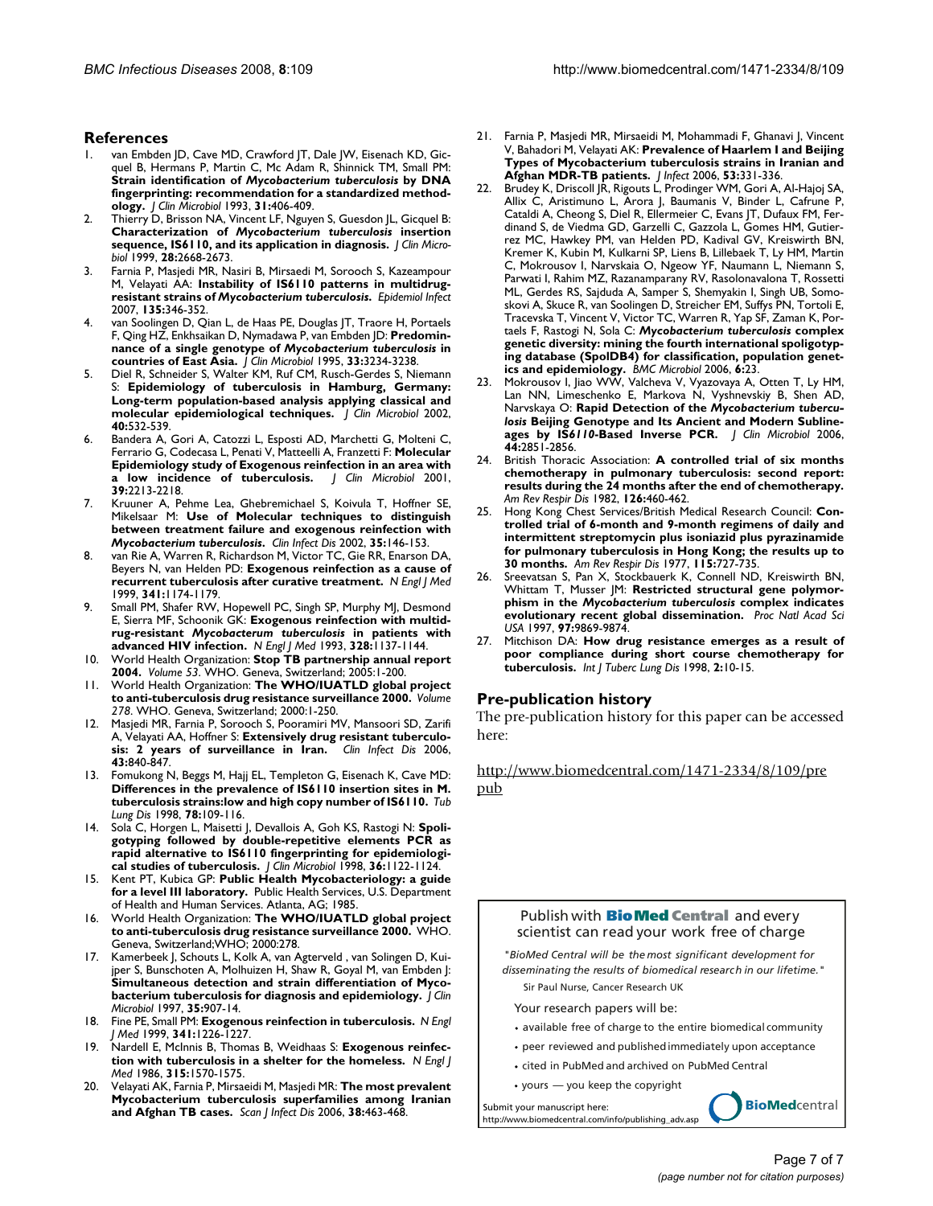## References

1. van Embden JD, Cave MD, Crawford JT, Dale JW, Eisenach KD, Gicquel B, Hermans P, Martin C, Mc Adam R, Shinnick TM, Small PM: **Strain identification of *Mycobacterium tuberculosis* by DNA fingerprinting: recommendation for a standardized methodology.** *J Clin Microbiol* 1993, **31:**406-409.
2. Thierry D, Brisson NA, Vincent LF, Nguyen S, Guesdon JL, Gicquel B: **Characterization of *Mycobacterium tuberculosis* insertion sequence, IS6110, and its application in diagnosis.** *J Clin Microbiol* 1999, **28:**2668-2673.
3. Farnia P, Masjedi MR, Nasiri B, Mirsaedi M, Sorooch S, Kazeampour M, Velayati AA: **Instability of IS6110 patterns in multidrug-resistant strains of *Mycobacterium tuberculosis*.** *Epidemiol Infect* 2007, **135:**346-352.
4. van Soolingen D, Qian L, de Haas PE, Douglas JT, Traore H, Portaels F, Qing HZ, Enkhsaikan D, Nymadawa P, van Embden JD: **Predominance of a single genotype of *Mycobacterium tuberculosis* in countries of East Asia.** *J Clin Microbiol* 1995, **33:**3234-3238.
5. Diel R, Schneider S, Walter KM, Ruf CM, Rusch-Gerdes S, Niemann S: **Epidemiology of tuberculosis in Hamburg, Germany: Long-term population-based analysis applying classical and molecular epidemiological techniques.** *J Clin Microbiol* 2002, **40:**532-539.
6. Bandera A, Gori A, Catozzi L, Esposti AD, Marchetti G, Molteni C, Ferrario G, Codecasa L, Penati V, Matteelli A, Franzetti F: **Molecular Epidemiology study of Exogenous reinfection in an area with a low incidence of tuberculosis.** *J Clin Microbiol* 2001, **39:**2213-2218.
7. Kruuner A, Pehme Lea, Ghebremichael S, Koivula T, Hoffner SE, Mikelsaar M: **Use of Molecular techniques to distinguish between treatment failure and exogenous reinfection with *Mycobacterium tuberculosis*.** *Clin Infect Dis* 2002, **35:**146-153.
8. van Rie A, Warren R, Richardson M, Victor TC, Gie RR, Enarson DA, Beyers N, van Helden PD: **Exogenous reinfection as a cause of recurrent tuberculosis after curative treatment.** *N Engl J Med* 1999, **341:**1174-1179.
9. Small PM, Shafer RW, Hopewell PC, Singh SP, Murphy MJ, Desmond E, Sierra MF, Schoonik GK: **Exogenous reinfection with multidrug-resistant *Mycobacterium tuberculosis* in patients with advanced HIV infection.** *N Engl J Med* 1993, **328:**1137-1144.
10. World Health Organization: **Stop TB partnership annual report 2004.** *Volume 53*. WHO. Geneva, Switzerland; 2005:1-200.
11. World Health Organization: **The WHO/IUATLD global project to anti-tuberculosis drug resistance surveillance 2000.** *Volume 278*. WHO. Geneva, Switzerland; 2000:1-250.
12. Masjedi MR, Farnia P, Sorooch S, Pooramiri MV, Mansoori SD, Zarifi A, Velayati AA, Hoffner S: **Extensively drug resistant tuberculosis: 2 years of surveillance in Iran.** *Clin Infect Dis* 2006, **43:**840-847.
13. Fomukong N, Beggs M, Hajj EL, Templeton G, Eisenach K, Cave MD: **Differences in the prevalence of IS6110 insertion sites in M. tuberculosis strains:low and high copy number of IS6110.** *Tub Lung Dis* 1998, **78:**109-116.
14. Sola C, Horgen L, Maisetti J, Devallois A, Goh KS, Rastogi N: **Spoligotyping followed by double-repetitive elements PCR as rapid alternative to IS6110 fingerprinting for epidemiological studies of tuberculosis.** *J Clin Microbiol* 1998, **36:**1122-1124.
15. Kent PT, Kubica GP: **Public Health Mycobacteriology: a guide for a level III laboratory.** Public Health Services, U.S. Department of Health and Human Services. Atlanta, AG; 1985.
16. World Health Organization: **The WHO/IUATLD global project to anti-tuberculosis drug resistance surveillance 2000.** WHO. Geneva, Switzerland;WHO; 2000:278.
17. Kamerbeek J, Schouts L, Kolk A, van Agterveld , van Solingen D, Kuijper S, Bunschoten A, Molhuizen H, Shaw R, Goyal M, van Embden J: **Simultaneous detection and strain differentiation of Mycobacterium tuberculosis for diagnosis and epidemiology.** *J Clin Microbiol* 1997, **35:**907-14.
18. Fine PE, Small PM: **Exogenous reinfection in tuberculosis.** *N Engl J Med* 1999, **341:**1226-1227.
19. Nardell E, McInnis B, Thomas B, Weidhaas S: **Exogenous reinfection with tuberculosis in a shelter for the homeless.** *N Engl J Med* 1986, **315:**1570-1575.
20. Velayati AK, Farnia P, Mirsaeidi M, Masjedi MR: **The most prevalent Mycobacterium tuberculosis superfamilies among Iranian and Afghan TB cases.** *Scan J Infect Dis* 2006, **38:**463-468.
21. Farnia P, Masjedi MR, Mirsaeidi M, Mohammadi F, Ghanavi J, Vincent V, Bahadori M, Velayati AK: **Prevalence of Haarlem I and Beijing Types of Mycobacterium tuberculosis strains in Iranian and Afghan MDR-TB patients.** *J Infect* 2006, **53:**331-336.
22. Brudey K, Driscoll JR, Rigouts L, Prodinger WM, Gori A, Al-Hajoj SA, Allix C, Aristimuno L, Arora J, Baumanis V, Binder L, Cafrune P, Cataldi A, Cheong S, Diel R, Ellermeier C, Evans JT, Dufaux FM, Ferdinand S, de Viedma GD, Garzelli C, Gazzola L, Gomes HM, Gutierrez MC, Hawkey PM, van Helden PD, Kadival GV, Kreiswirth BN, Kremer K, Kubin M, Kulkarni SP, Liens B, Lillebaek T, Ly HM, Martin C, Mokrousov I, Narvskaia O, Ngeow YF, Naumann L, Niemann S, Parwati I, Rahim MZ, Razanamparany RV, Rasolonavalona T, Rossetti ML, Gerdes RS, Sajduda A, Samper S, Shemyakin I, Singh UB, Somoskovi A, Skuce R, van Soolingen D, Streicher EM, Suffys PN, Tortoli E, Tracevska T, Vincent V, Victor TC, Warren R, Yap SF, Zaman K, Portaels F, Rastogi N, Sola C: ***Mycobacterium tuberculosis* complex genetic diversity: mining the fourth international spoligotyping database (SpolDB4) for classification, population genetics and epidemiology.** *BMC Microbiol* 2006, **6:**23.
23. Mokrousov I, Jiao WW, Valcheva V, Vyazovaya A, Otten T, Ly HM, Lan NN, Limeschenko E, Markova N, Vyshnevskiy B, Shen AD, Narvskaya O: **Rapid Detection of the *Mycobacterium tuberculosis* Beijing Genotype and Its Ancient and Modern Sublineages by IS*6110*-Based Inverse PCR.** *J Clin Microbiol* 2006, **44:**2851-2856.
24. British Thoracic Association: **A controlled trial of six months chemotherapy in pulmonary tuberculosis: second report: results during the 24 months after the end of chemotherapy.** *Am Rev Respir Dis* 1982, **126:**460-462.
25. Hong Kong Chest Services/British Medical Research Council: **Controlled trial of 6-month and 9-month regimens of daily and intermittent streptomycin plus isoniazid plus pyrazinamide for pulmonary tuberculosis in Hong Kong; the results up to 30 months.** *Am Rev Respir Dis* 1977, **115:**727-735.
26. Sreevatsan S, Pan X, Stockbauerk K, Connell ND, Kreiswirth BN, Whittam T, Musser JM: **Restricted structural gene polymorphism in the *Mycobacterium tuberculosis* complex indicates evolutionary recent global dissemination.** *Proc Natl Acad Sci USA* 1997, **97:**9869-9874.
27. Mitchison DA: **How drug resistance emerges as a result of poor compliance during short course chemotherapy for tuberculosis.** *Int J Tuberc Lung Dis* 1998, **2:**10-15.

## Pre-publication history

The pre-publication history for this paper can be accessed here:

http://www.biomedcentral.com/1471-2334/8/109/prepub

Publish with **BioMed Central** and every scientist can read your work free of charge

*"BioMed Central will be the most significant development for disseminating the results of biomedical research in our lifetime."*

Sir Paul Nurse, Cancer Research UK

Your research papers will be:

- available free of charge to the entire biomedical community
- peer reviewed and published immediately upon acceptance
- cited in PubMed and archived on PubMed Central
- yours — you keep the copyright

Submit your manuscript here:
http://www.biomedcentral.com/info/publishing_adv.asp

BioMedcentral